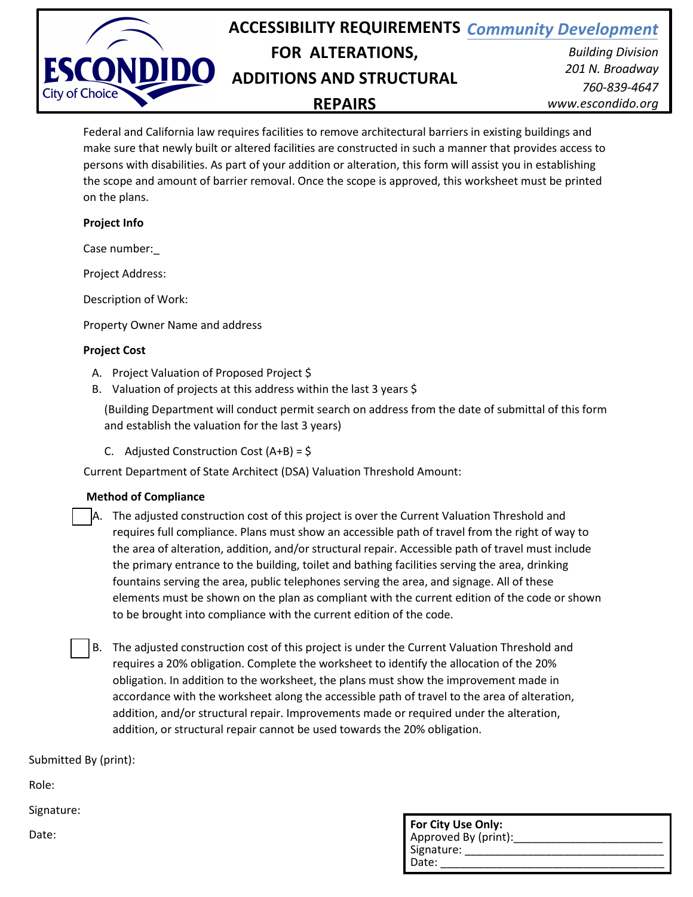ESCONDIDO City of Choice

# ACCESSIBILITY REQUIREMENTS FOR ALTERATIONS, ADDITIONS AND STRUCTURAL REPAIRS

*Community Development*

*Building Division*
*201 N. Broadway*
*760-839-4647*
*www.escondido.org*

Federal and California law requires facilities to remove architectural barriers in existing buildings and make sure that newly built or altered facilities are constructed in such a manner that provides access to persons with disabilities. As part of your addition or alteration, this form will assist you in establishing the scope and amount of barrier removal. Once the scope is approved, this worksheet must be printed on the plans.

**Project Info**

Case number:_

Project Address:

Description of Work:

Property Owner Name and address

**Project Cost**

A. Project Valuation of Proposed Project $
B. Valuation of projects at this address within the last 3 years $

(Building Department will conduct permit search on address from the date of submittal of this form and establish the valuation for the last 3 years)

C. Adjusted Construction Cost (A+B) = $

Current Department of State Architect (DSA) Valuation Threshold Amount:

**Method of Compliance**

☐ A. The adjusted construction cost of this project is over the Current Valuation Threshold and requires full compliance. Plans must show an accessible path of travel from the right of way to the area of alteration, addition, and/or structural repair. Accessible path of travel must include the primary entrance to the building, toilet and bathing facilities serving the area, drinking fountains serving the area, public telephones serving the area, and signage. All of these elements must be shown on the plan as compliant with the current edition of the code or shown to be brought into compliance with the current edition of the code.

☐ B. The adjusted construction cost of this project is under the Current Valuation Threshold and requires a 20% obligation. Complete the worksheet to identify the allocation of the 20% obligation. In addition to the worksheet, the plans must show the improvement made in accordance with the worksheet along the accessible path of travel to the area of alteration, addition, and/or structural repair. Improvements made or required under the alteration, addition, or structural repair cannot be used towards the 20% obligation.

Submitted By (print):

Role:

Signature:

Date:

**For City Use Only:**
Approved By (print):________________________
Signature: ______________________________
Date: __________________________________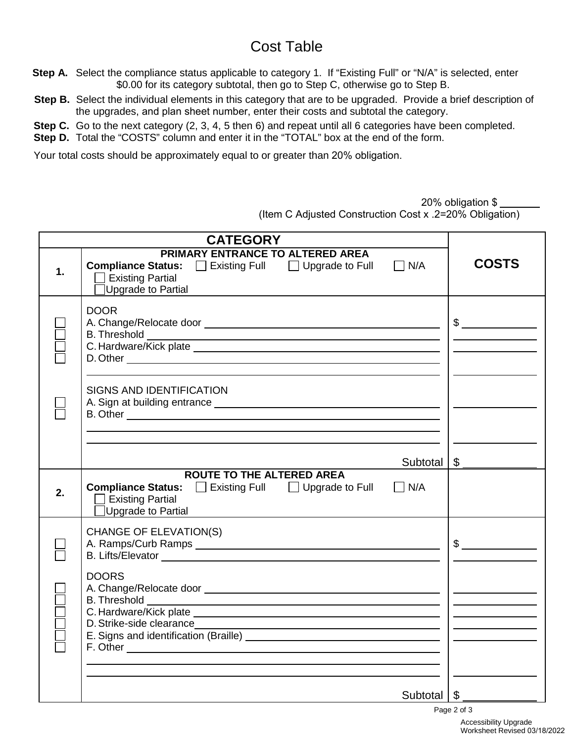# Cost Table

**Step A.** Select the compliance status applicable to category 1. If "Existing Full" or "N/A" is selected, enter $0.00 for its category subtotal, then go to Step C, otherwise go to Step B.

**Step B.** Select the individual elements in this category that are to be upgraded. Provide a brief description of the upgrades, and plan sheet number, enter their costs and subtotal the category.

**Step C.** Go to the next category (2, 3, 4, 5 then 6) and repeat until all 6 categories have been completed.

**Step D.** Total the "COSTS" column and enter it in the "TOTAL" box at the end of the form.

Your total costs should be approximately equal to or greater than 20% obligation.

20% obligation $ ______
(Item C Adjusted Construction Cost x .2=20% Obligation)

| | CATEGORY | COSTS |
|---|---|---|
| 1. | **PRIMARY ENTRANCE TO ALTERED AREA**<br>**Compliance Status:** ☐ Existing Full ☐ Upgrade to Full ☐ N/A ☐ Existing Partial ☐ Upgrade to Partial | |
| ☐<br>☐<br>☐<br>☐ | DOOR<br>A. Change/Relocate door ______<br>B. Threshold ______<br>C. Hardware/Kick plate ______<br>D. Other ______ | $ ______<br>______<br>______<br>______ |
| ☐<br>☐ | SIGNS AND IDENTIFICATION<br>A. Sign at building entrance ______<br>B. Other ______ | ______<br>______ |
| | Subtotal | $ ______ |
| 2. | **ROUTE TO THE ALTERED AREA**<br>**Compliance Status:** ☐ Existing Full ☐ Upgrade to Full ☐ N/A ☐ Existing Partial ☐ Upgrade to Partial | |
| ☐<br>☐ | CHANGE OF ELEVATION(S)<br>A. Ramps/Curb Ramps ______<br>B. Lifts/Elevator ______ | $ ______<br>______ |
| ☐<br>☐<br>☐<br>☐<br>☐<br>☐ | DOORS<br>A. Change/Relocate door ______<br>B. Threshold ______<br>C. Hardware/Kick plate ______<br>D. Strike-side clearance ______<br>E. Signs and identification (Braille) ______<br>F. Other ______ | ______<br>______<br>______<br>______<br>______<br>______ |
| | Subtotal | $ ______ |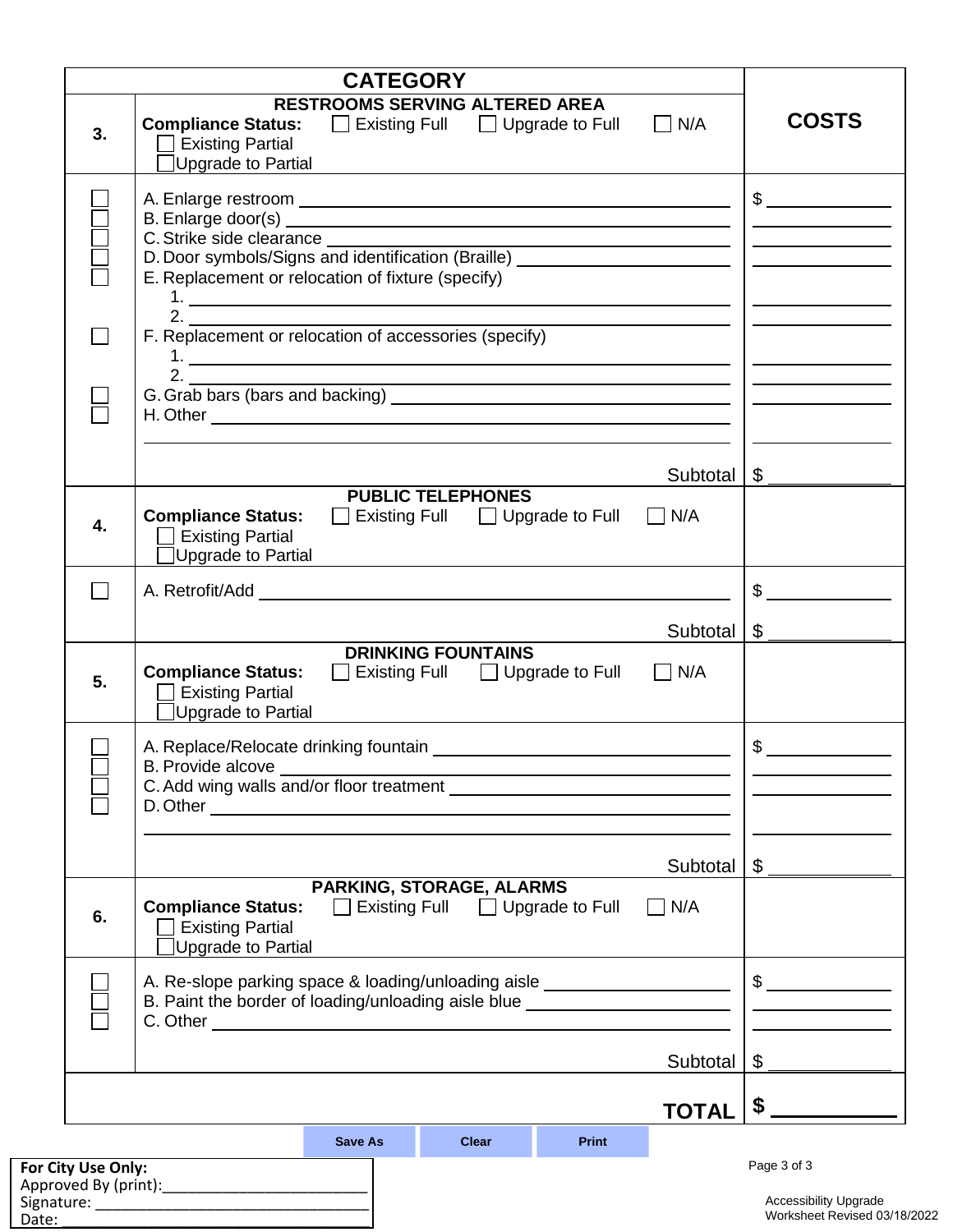| | CATEGORY | COSTS |
|---|---|---|
| **3.** | **RESTROOMS SERVING ALTERED AREA**<br>**Compliance Status:** ☐ Existing Full ☐ Upgrade to Full ☐ N/A<br>☐ Existing Partial<br>☐ Upgrade to Partial | |
| ☐<br>☐<br>☐<br>☐<br>☐<br><br><br>☐<br><br><br>☐<br>☐ | A. Enlarge restroom ____________<br>B. Enlarge door(s) ____________<br>C. Strike side clearance ____________<br>D. Door symbols/Signs and identification (Braille) ____________<br>E. Replacement or relocation of fixture (specify)<br>1. ____________<br>2. ____________<br>F. Replacement or relocation of accessories (specify)<br>1. ____________<br>2. ____________<br>G. Grab bars (bars and backing) ____________<br>H. Other ____________<br>____________<br>Subtotal | $ ________<br>________<br>________<br>________<br><br>________<br>________<br><br>________<br>________<br>________<br><br>________<br>$ ________ |
| **4.** | **PUBLIC TELEPHONES**<br>**Compliance Status:** ☐ Existing Full ☐ Upgrade to Full ☐ N/A<br>☐ Existing Partial<br>☐ Upgrade to Partial | |
| ☐ | A. Retrofit/Add ____________<br>Subtotal | $ ________<br>$ ________ |
| **5.** | **DRINKING FOUNTAINS**<br>**Compliance Status:** ☐ Existing Full ☐ Upgrade to Full ☐ N/A<br>☐ Existing Partial<br>☐ Upgrade to Partial | |
| ☐<br>☐<br>☐<br>☐ | A. Replace/Relocate drinking fountain ____________<br>B. Provide alcove ____________<br>C. Add wing walls and/or floor treatment ____________<br>D. Other ____________<br>____________<br>Subtotal | $ ________<br>________<br>________<br><br>________<br>$ ________ |
| **6.** | **PARKING, STORAGE, ALARMS**<br>**Compliance Status:** ☐ Existing Full ☐ Upgrade to Full ☐ N/A<br>☐ Existing Partial<br>☐ Upgrade to Partial | |
| ☐<br>☐<br>☐ | A. Re-slope parking space & loading/unloading aisle ____________<br>B. Paint the border of loading/unloading aisle blue ____________<br>C. Other ____________<br>Subtotal | $ ________<br>________<br>________<br>$ ________ |
| | **TOTAL** | **$ ________** |

Save As | Clear | Print

**For City Use Only:**
Approved By (print):________________________
Signature: ________________________________
Date: ____________________________________

Accessibility Upgrade Worksheet Revised 03/18/2022